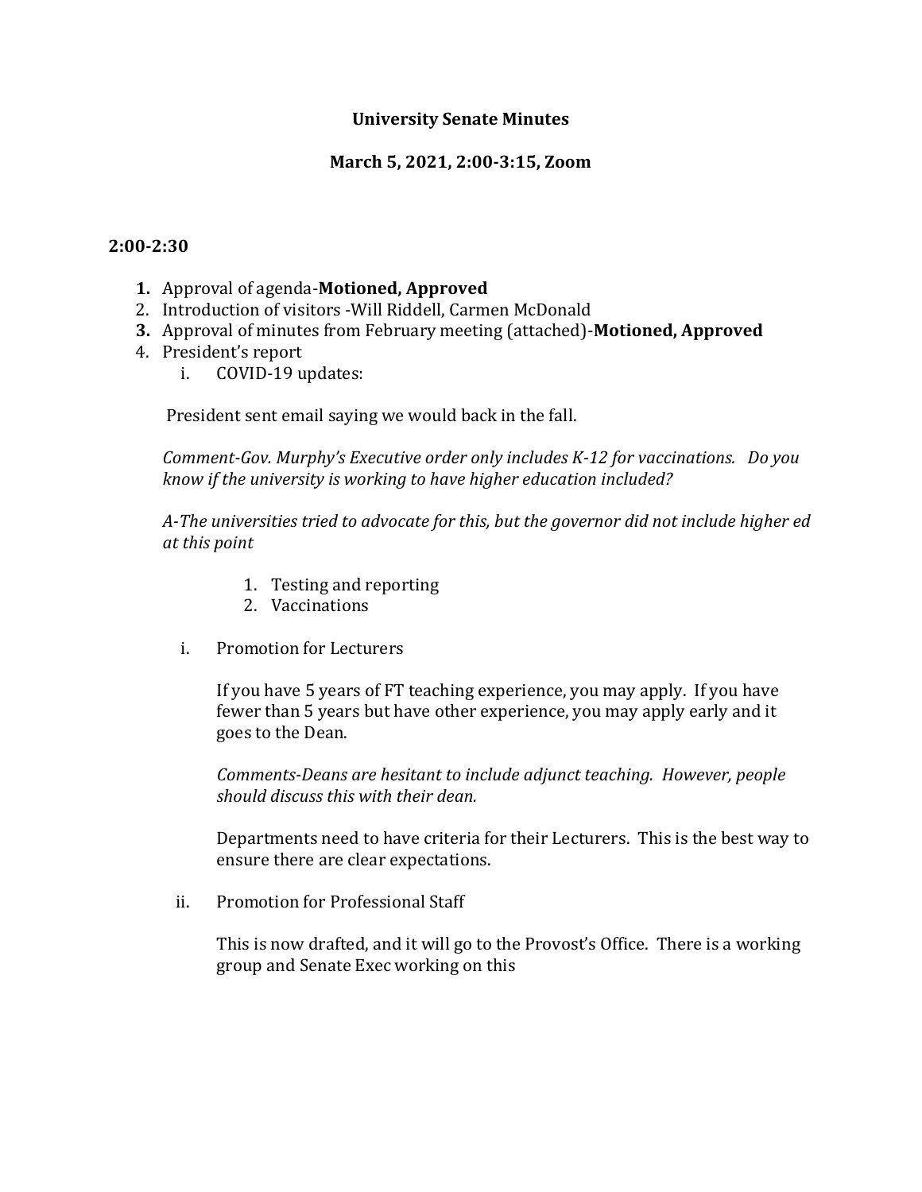**University Senate Minutes**

**March 5, 2021, 2:00-3:15, Zoom**

**2:00-2:30**

1. Approval of agenda-**Motioned, Approved**
2. Introduction of visitors -Will Riddell, Carmen McDonald
3. Approval of minutes from February meeting (attached)-**Motioned, Approved**
4. President's report
   i. COVID-19 updates:

   President sent email saying we would back in the fall.

   *Comment-Gov. Murphy's Executive order only includes K-12 for vaccinations. Do you know if the university is working to have higher education included?*

   *A-The universities tried to advocate for this, but the governor did not include higher ed at this point*

      1. Testing and reporting
      2. Vaccinations

   i. Promotion for Lecturers

   If you have 5 years of FT teaching experience, you may apply. If you have fewer than 5 years but have other experience, you may apply early and it goes to the Dean.

   *Comments-Deans are hesitant to include adjunct teaching. However, people should discuss this with their dean.*

   Departments need to have criteria for their Lecturers. This is the best way to ensure there are clear expectations.

   ii. Promotion for Professional Staff

   This is now drafted, and it will go to the Provost's Office. There is a working group and Senate Exec working on this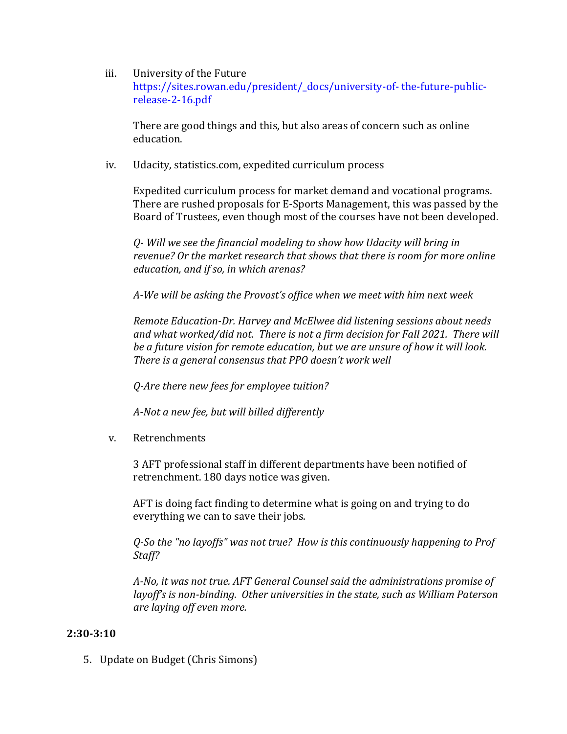iii. University of the Future
[https://sites.rowan.edu/president/_docs/university-of- the-future-public-release-2-16.pdf](https://sites.rowan.edu/president/_docs/university-of-the-future-public-release-2-16.pdf)

There are good things and this, but also areas of concern such as online education.

iv. Udacity, statistics.com, expedited curriculum process

Expedited curriculum process for market demand and vocational programs. There are rushed proposals for E-Sports Management, this was passed by the Board of Trustees, even though most of the courses have not been developed.

*Q- Will we see the financial modeling to show how Udacity will bring in revenue? Or the market research that shows that there is room for more online education, and if so, in which arenas?*

*A-We will be asking the Provost's office when we meet with him next week*

*Remote Education-Dr. Harvey and McElwee did listening sessions about needs and what worked/did not. There is not a firm decision for Fall 2021. There will be a future vision for remote education, but we are unsure of how it will look. There is a general consensus that PPO doesn't work well*

*Q-Are there new fees for employee tuition?*

*A-Not a new fee, but will billed differently*

v. Retrenchments

3 AFT professional staff in different departments have been notified of retrenchment. 180 days notice was given.

AFT is doing fact finding to determine what is going on and trying to do everything we can to save their jobs.

*Q-So the "no layoffs" was not true? How is this continuously happening to Prof Staff?*

*A-No, it was not true. AFT General Counsel said the administrations promise of layoff's is non-binding. Other universities in the state, such as William Paterson are laying off even more.*

**2:30-3:10**

5. Update on Budget (Chris Simons)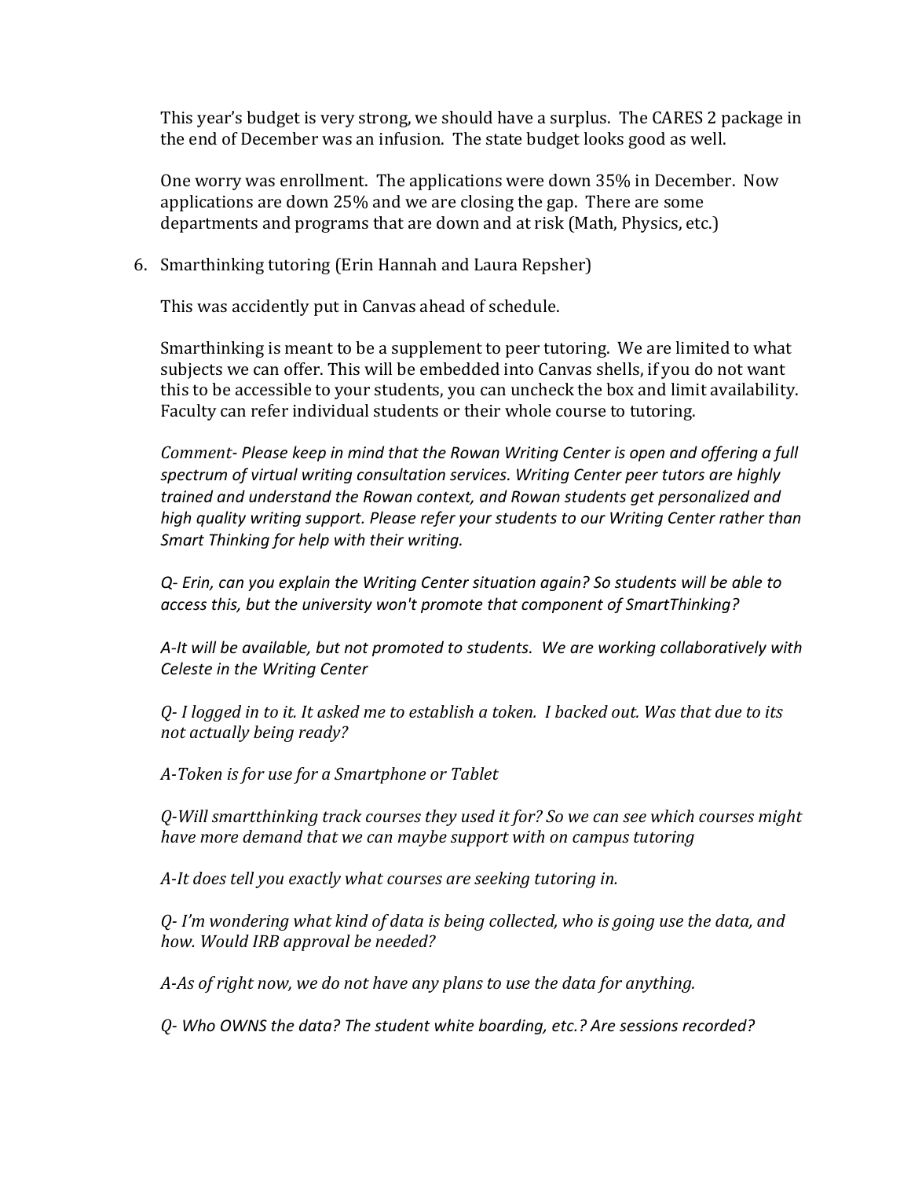This year's budget is very strong, we should have a surplus. The CARES 2 package in the end of December was an infusion. The state budget looks good as well.

One worry was enrollment. The applications were down 35% in December. Now applications are down 25% and we are closing the gap. There are some departments and programs that are down and at risk (Math, Physics, etc.)

6. Smarthinking tutoring (Erin Hannah and Laura Repsher)

   This was accidently put in Canvas ahead of schedule.

   Smarthinking is meant to be a supplement to peer tutoring. We are limited to what subjects we can offer. This will be embedded into Canvas shells, if you do not want this to be accessible to your students, you can uncheck the box and limit availability. Faculty can refer individual students or their whole course to tutoring.

   *Comment- Please keep in mind that the Rowan Writing Center is open and offering a full spectrum of virtual writing consultation services. Writing Center peer tutors are highly trained and understand the Rowan context, and Rowan students get personalized and high quality writing support. Please refer your students to our Writing Center rather than Smart Thinking for help with their writing.*

   *Q- Erin, can you explain the Writing Center situation again? So students will be able to access this, but the university won't promote that component of SmartThinking?*

   *A-It will be available, but not promoted to students. We are working collaboratively with Celeste in the Writing Center*

   *Q- I logged in to it. It asked me to establish a token. I backed out. Was that due to its not actually being ready?*

   *A-Token is for use for a Smartphone or Tablet*

   *Q-Will smartthinking track courses they used it for? So we can see which courses might have more demand that we can maybe support with on campus tutoring*

   *A-It does tell you exactly what courses are seeking tutoring in.*

   *Q- I'm wondering what kind of data is being collected, who is going use the data, and how. Would IRB approval be needed?*

   *A-As of right now, we do not have any plans to use the data for anything.*

   *Q- Who OWNS the data? The student white boarding, etc.? Are sessions recorded?*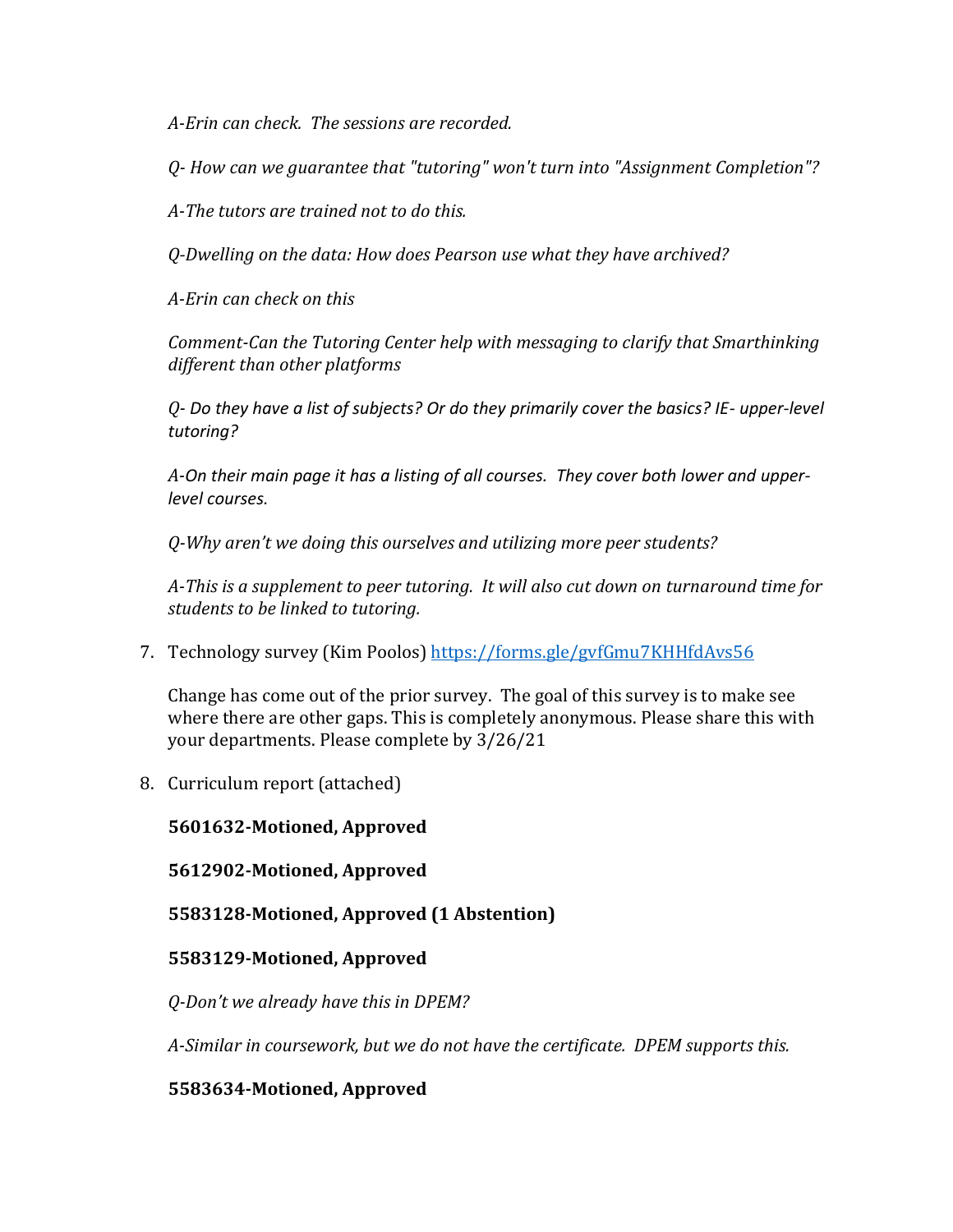*A-Erin can check. The sessions are recorded.*

*Q- How can we guarantee that "tutoring" won't turn into "Assignment Completion"?*

*A-The tutors are trained not to do this.*

*Q-Dwelling on the data: How does Pearson use what they have archived?*

*A-Erin can check on this*

*Comment-Can the Tutoring Center help with messaging to clarify that Smarthinking different than other platforms*

*Q- Do they have a list of subjects? Or do they primarily cover the basics? IE- upper-level tutoring?*

*A-On their main page it has a listing of all courses. They cover both lower and upper-level courses.*

*Q-Why aren't we doing this ourselves and utilizing more peer students?*

*A-This is a supplement to peer tutoring. It will also cut down on turnaround time for students to be linked to tutoring.*

7. Technology survey (Kim Poolos) [https://forms.gle/gvfGmu7KHHfdAvs56](https://forms.gle/gvfGmu7KHHfdAvs56)

   Change has come out of the prior survey. The goal of this survey is to make see where there are other gaps. This is completely anonymous. Please share this with your departments. Please complete by 3/26/21

8. Curriculum report (attached)

   **5601632-Motioned, Approved**

   **5612902-Motioned, Approved**

   **5583128-Motioned, Approved (1 Abstention)**

   **5583129-Motioned, Approved**

   *Q-Don't we already have this in DPEM?*

   *A-Similar in coursework, but we do not have the certificate. DPEM supports this.*

   **5583634-Motioned, Approved**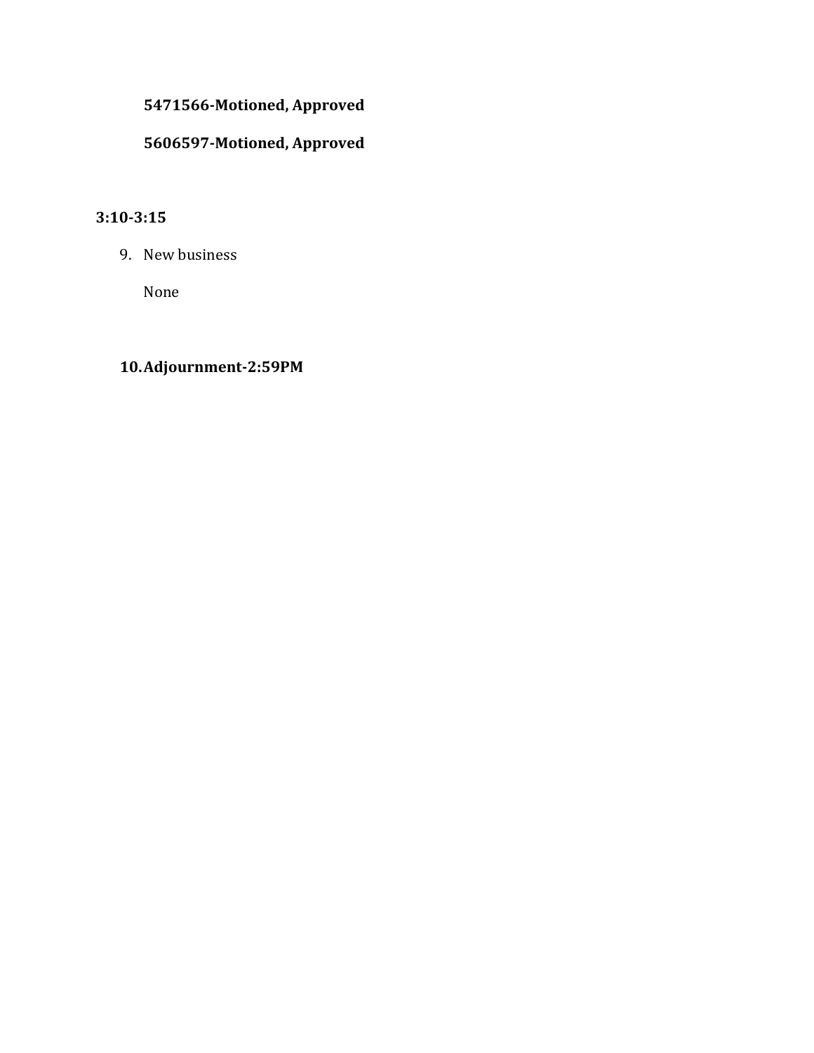**5471566-Motioned, Approved**

**5606597-Motioned, Approved**

**3:10-3:15**

9. New business

   None

**10. Adjournment-2:59PM**